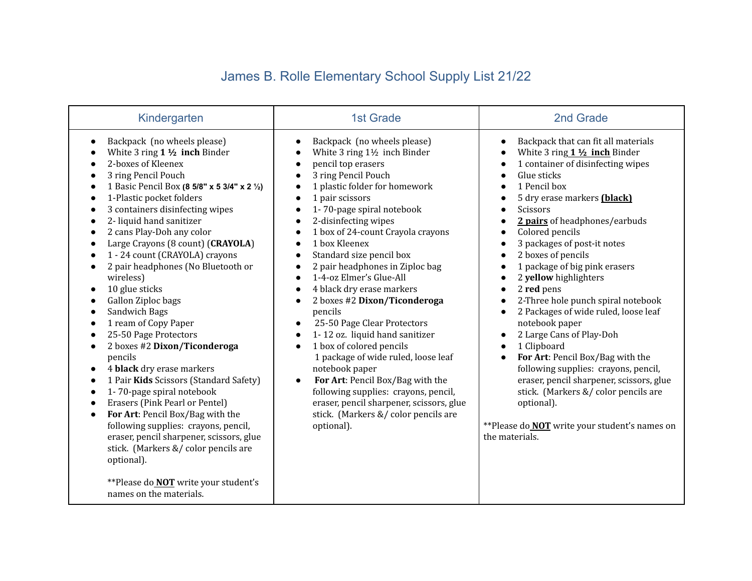# James B. Rolle Elementary School Supply List 21/22

| Kindergarten | 1st Grade | 2nd Grade |
|---|---|---|
| • Backpack (no wheels please)<br>• White 3 ring **1 ½ inch** Binder<br>• 2-boxes of Kleenex<br>• 3 ring Pencil Pouch<br>• 1 Basic Pencil Box **(8 5/8" x 5 3/4" x 2 ½)**<br>• 1-Plastic pocket folders<br>• 3 containers disinfecting wipes<br>• 2- liquid hand sanitizer<br>• 2 cans Play-Doh any color<br>• Large Crayons (8 count) (**CRAYOLA**)<br>• 1 - 24 count (CRAYOLA) crayons<br>• 2 pair headphones (No Bluetooth or wireless)<br>• 10 glue sticks<br>• Gallon Ziploc bags<br>• Sandwich Bags<br>• 1 ream of Copy Paper<br>• 25-50 Page Protectors<br>• 2 boxes #2 **Dixon/Ticonderoga** pencils<br>• 4 **black** dry erase markers<br>• 1 Pair **Kids** Scissors (Standard Safety)<br>• 1- 70-page spiral notebook<br>• Erasers (Pink Pearl or Pentel)<br>• **For Art**: Pencil Box/Bag with the following supplies: crayons, pencil, eraser, pencil sharpener, scissors, glue stick. (Markers &/ color pencils are optional).<br><br>**Please do **NOT** write your student's names on the materials. | • Backpack (no wheels please)<br>• White 3 ring 1½ inch Binder<br>• pencil top erasers<br>• 3 ring Pencil Pouch<br>• 1 plastic folder for homework<br>• 1 pair scissors<br>• 1- 70-page spiral notebook<br>• 2-disinfecting wipes<br>• 1 box of 24-count Crayola crayons<br>• 1 box Kleenex<br>• Standard size pencil box<br>• 2 pair headphones in Ziploc bag<br>• 1-4-oz Elmer's Glue-All<br>• 4 black dry erase markers<br>• 2 boxes #2 **Dixon/Ticonderoga** pencils<br>• 25-50 Page Clear Protectors<br>• 1- 12 oz. liquid hand sanitizer<br>• 1 box of colored pencils<br>1 package of wide ruled, loose leaf notebook paper<br>• **For Art**: Pencil Box/Bag with the following supplies: crayons, pencil, eraser, pencil sharpener, scissors, glue stick. (Markers &/ color pencils are optional). | • Backpack that can fit all materials<br>• White 3 ring **1 ½ inch** Binder<br>• 1 container of disinfecting wipes<br>• Glue sticks<br>• 1 Pencil box<br>• 5 dry erase markers **(black)**<br>• Scissors<br>• **2 pairs** of headphones/earbuds<br>• Colored pencils<br>• 3 packages of post-it notes<br>• 2 boxes of pencils<br>• 1 package of big pink erasers<br>• 2 **yellow** highlighters<br>• 2 **red** pens<br>• 2-Three hole punch spiral notebook<br>• 2 Packages of wide ruled, loose leaf notebook paper<br>• 2 Large Cans of Play-Doh<br>• 1 Clipboard<br>• **For Art**: Pencil Box/Bag with the following supplies: crayons, pencil, eraser, pencil sharpener, scissors, glue stick. (Markers &/ color pencils are optional).<br><br>**Please do **NOT** write your student's names on the materials. |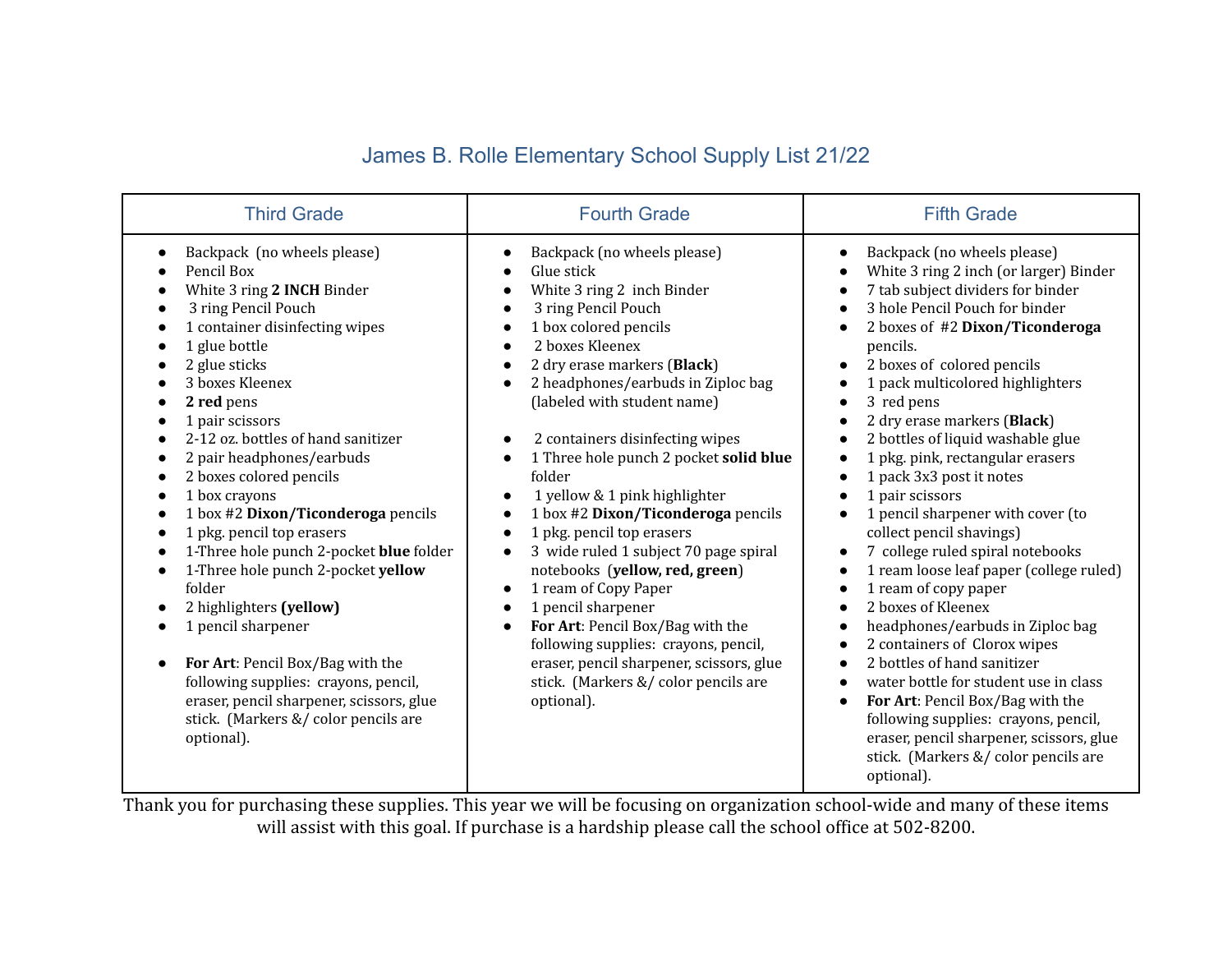# James B. Rolle Elementary School Supply List 21/22

| Third Grade | Fourth Grade | Fifth Grade |
|---|---|---|
| • Backpack (no wheels please)<br>• Pencil Box<br>• White 3 ring **2 INCH** Binder<br>• 3 ring Pencil Pouch<br>• 1 container disinfecting wipes<br>• 1 glue bottle<br>• 2 glue sticks<br>• 3 boxes Kleenex<br>• **2 red** pens<br>• 1 pair scissors<br>• 2-12 oz. bottles of hand sanitizer<br>• 2 pair headphones/earbuds<br>• 2 boxes colored pencils<br>• 1 box crayons<br>• 1 box #2 **Dixon/Ticonderoga** pencils<br>• 1 pkg. pencil top erasers<br>• 1-Three hole punch 2-pocket **blue** folder<br>• 1-Three hole punch 2-pocket **yellow** folder<br>• 2 highlighters **(yellow)**<br>• 1 pencil sharpener<br>• **For Art**: Pencil Box/Bag with the following supplies: crayons, pencil, eraser, pencil sharpener, scissors, glue stick. (Markers &/ color pencils are optional). | • Backpack (no wheels please)<br>• Glue stick<br>• White 3 ring 2 inch Binder<br>• 3 ring Pencil Pouch<br>• 1 box colored pencils<br>• 2 boxes Kleenex<br>• 2 dry erase markers (**Black**)<br>• 2 headphones/earbuds in Ziploc bag (labeled with student name)<br>• 2 containers disinfecting wipes<br>• 1 Three hole punch 2 pocket **solid blue** folder<br>• 1 yellow & 1 pink highlighter<br>• 1 box #2 **Dixon/Ticonderoga** pencils<br>• 1 pkg. pencil top erasers<br>• 3 wide ruled 1 subject 70 page spiral notebooks (**yellow, red, green**)<br>• 1 ream of Copy Paper<br>• 1 pencil sharpener<br>• **For Art**: Pencil Box/Bag with the following supplies: crayons, pencil, eraser, pencil sharpener, scissors, glue stick. (Markers &/ color pencils are optional). | • Backpack (no wheels please)<br>• White 3 ring 2 inch (or larger) Binder<br>• 7 tab subject dividers for binder<br>• 3 hole Pencil Pouch for binder<br>• 2 boxes of #2 **Dixon/Ticonderoga** pencils.<br>• 2 boxes of colored pencils<br>• 1 pack multicolored highlighters<br>• 3 red pens<br>• 2 dry erase markers (**Black**)<br>• 2 bottles of liquid washable glue<br>• 1 pkg. pink, rectangular erasers<br>• 1 pack 3x3 post it notes<br>• 1 pair scissors<br>• 1 pencil sharpener with cover (to collect pencil shavings)<br>• 7 college ruled spiral notebooks<br>• 1 ream loose leaf paper (college ruled)<br>• 1 ream of copy paper<br>• 2 boxes of Kleenex<br>• headphones/earbuds in Ziploc bag<br>• 2 containers of Clorox wipes<br>• 2 bottles of hand sanitizer<br>• water bottle for student use in class<br>• **For Art**: Pencil Box/Bag with the following supplies: crayons, pencil, eraser, pencil sharpener, scissors, glue stick. (Markers &/ color pencils are optional). |

Thank you for purchasing these supplies. This year we will be focusing on organization school-wide and many of these items will assist with this goal. If purchase is a hardship please call the school office at 502-8200.